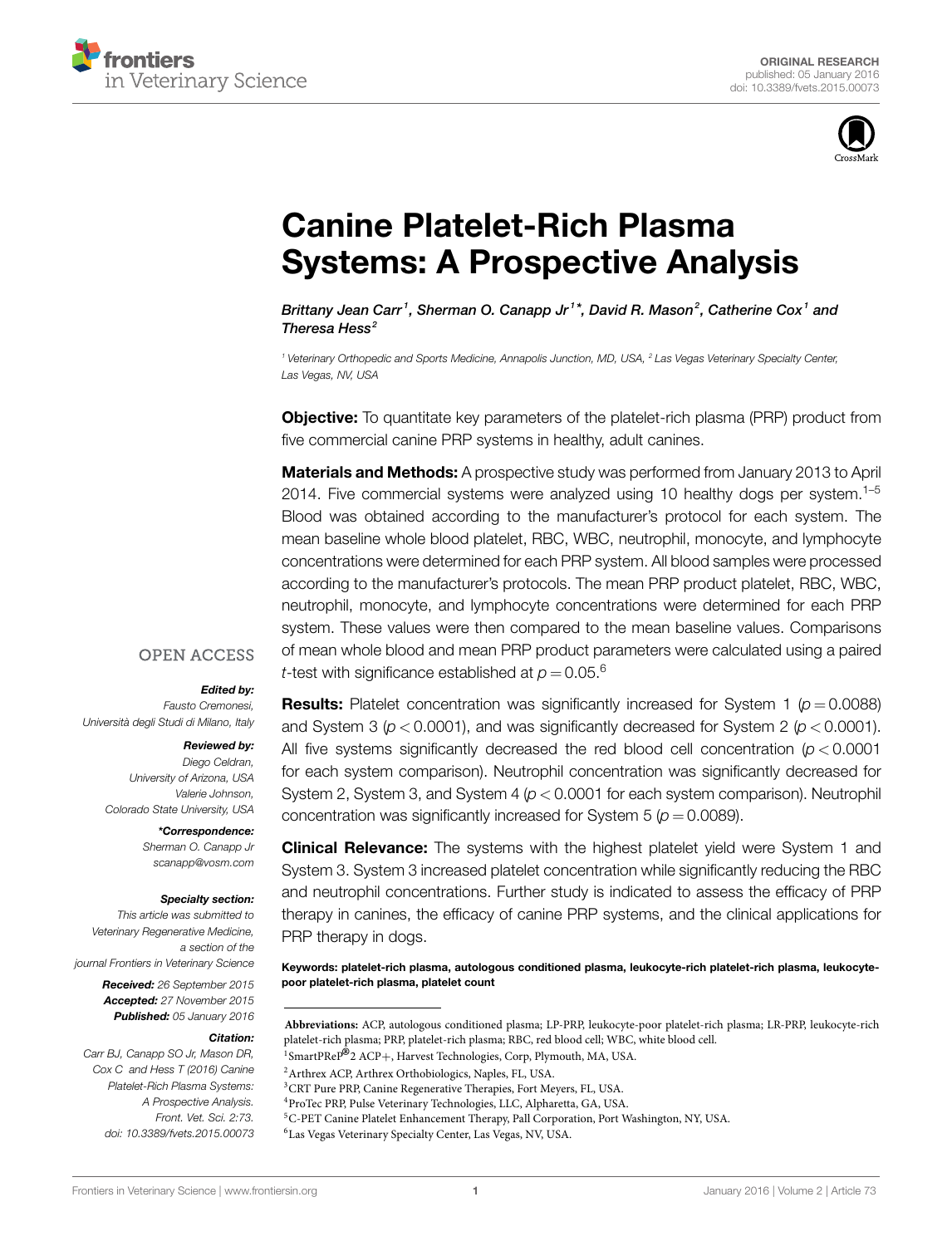# Canine Platelet-Rich Plasma Systems: A Prospective Analysis

*Brittany Jean Carr[1], Sherman O. Canapp Jr[1]\*, David R. Mason[2], Catherine Cox[1] and Theresa Hess[2]*

[1] Veterinary Orthopedic and Sports Medicine, Annapolis Junction, MD, USA, [2] Las Vegas Veterinary Specialty Center, Las Vegas, NV, USA

**Objective:** To quantitate key parameters of the platelet-rich plasma (PRP) product from five commercial canine PRP systems in healthy, adult canines.

**Materials and Methods:** A prospective study was performed from January 2013 to April 2014. Five commercial systems were analyzed using 10 healthy dogs per system.[1–5] Blood was obtained according to the manufacturer's protocol for each system. The mean baseline whole blood platelet, RBC, WBC, neutrophil, monocyte, and lymphocyte concentrations were determined for each PRP system. All blood samples were processed according to the manufacturer's protocols. The mean PRP product platelet, RBC, WBC, neutrophil, monocyte, and lymphocyte concentrations were determined for each PRP system. These values were then compared to the mean baseline values. Comparisons of mean whole blood and mean PRP product parameters were calculated using a paired *t*-test with significance established at $p = 0.05$.[6]

**Results:** Platelet concentration was significantly increased for System 1 ($p = 0.0088$) and System 3 ($p < 0.0001$), and was significantly decreased for System 2 ($p < 0.0001$). All five systems significantly decreased the red blood cell concentration ($p < 0.0001$ for each system comparison). Neutrophil concentration was significantly decreased for System 2, System 3, and System 4 ($p < 0.0001$ for each system comparison). Neutrophil concentration was significantly increased for System 5 ($p = 0.0089$).

**Clinical Relevance:** The systems with the highest platelet yield were System 1 and System 3. System 3 increased platelet concentration while significantly reducing the RBC and neutrophil concentrations. Further study is indicated to assess the efficacy of PRP therapy in canines, the efficacy of canine PRP systems, and the clinical applications for PRP therapy in dogs.

**Keywords: platelet-rich plasma, autologous conditioned plasma, leukocyte-rich platelet-rich plasma, leukocyte-poor platelet-rich plasma, platelet count**

OPEN ACCESS

***Edited by:***
*Fausto Cremonesi, Università degli Studi di Milano, Italy*

***Reviewed by:***
*Diego Celdran, University of Arizona, USA*
*Valerie Johnson, Colorado State University, USA*

***\*Correspondence:***
*Sherman O. Canapp Jr*
*scanapp@vosm.com*

***Specialty section:***
*This article was submitted to Veterinary Regenerative Medicine, a section of the journal Frontiers in Veterinary Science*

***Received:*** *26 September 2015*
***Accepted:*** *27 November 2015*
***Published:*** *05 January 2016*

***Citation:***
*Carr BJ, Canapp SO Jr, Mason DR, Cox C and Hess T (2016) Canine Platelet-Rich Plasma Systems: A Prospective Analysis. Front. Vet. Sci. 2:73. doi: 10.3389/fvets.2015.00073*

---

**Abbreviations:** ACP, autologous conditioned plasma; LP-PRP, leukocyte-poor platelet-rich plasma; LR-PRP, leukocyte-rich platelet-rich plasma; PRP, platelet-rich plasma; RBC, red blood cell; WBC, white blood cell.

[1] SmartPReP®2 ACP+, Harvest Technologies, Corp, Plymouth, MA, USA.
[2] Arthrex ACP, Arthrex Orthobiologics, Naples, FL, USA.
[3] CRT Pure PRP, Canine Regenerative Therapies, Fort Meyers, FL, USA.
[4] ProTec PRP, Pulse Veterinary Technologies, LLC, Alpharetta, GA, USA.
[5] C-PET Canine Platelet Enhancement Therapy, Pall Corporation, Port Washington, NY, USA.
[6] Las Vegas Veterinary Specialty Center, Las Vegas, NV, USA.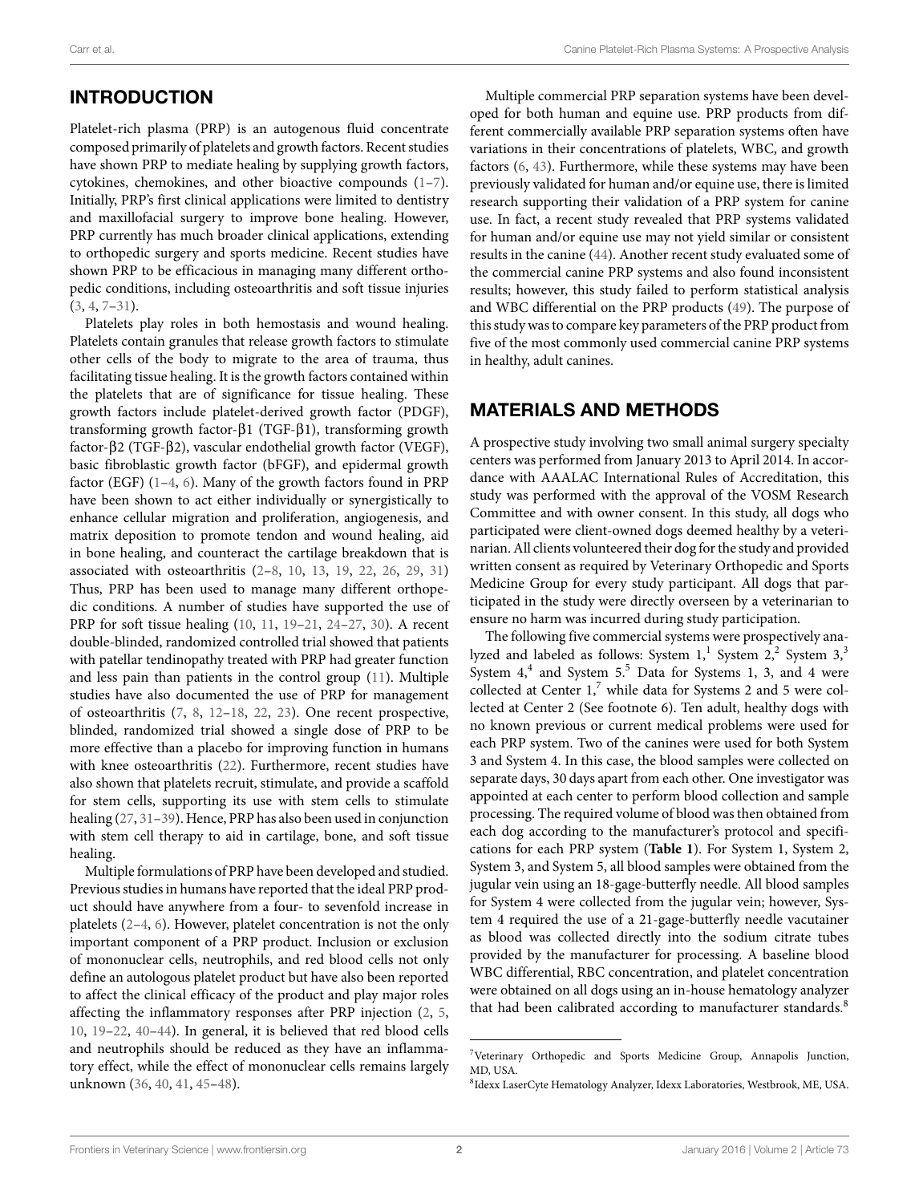## INTRODUCTION

Platelet-rich plasma (PRP) is an autogenous fluid concentrate composed primarily of platelets and growth factors. Recent studies have shown PRP to mediate healing by supplying growth factors, cytokines, chemokines, and other bioactive compounds (1–7). Initially, PRP's first clinical applications were limited to dentistry and maxillofacial surgery to improve bone healing. However, PRP currently has much broader clinical applications, extending to orthopedic surgery and sports medicine. Recent studies have shown PRP to be efficacious in managing many different orthopedic conditions, including osteoarthritis and soft tissue injuries (3, 4, 7–31).

Platelets play roles in both hemostasis and wound healing. Platelets contain granules that release growth factors to stimulate other cells of the body to migrate to the area of trauma, thus facilitating tissue healing. It is the growth factors contained within the platelets that are of significance for tissue healing. These growth factors include platelet-derived growth factor (PDGF), transforming growth factor-β1 (TGF-β1), transforming growth factor-β2 (TGF-β2), vascular endothelial growth factor (VEGF), basic fibroblastic growth factor (bFGF), and epidermal growth factor (EGF) (1–4, 6). Many of the growth factors found in PRP have been shown to act either individually or synergistically to enhance cellular migration and proliferation, angiogenesis, and matrix deposition to promote tendon and wound healing, aid in bone healing, and counteract the cartilage breakdown that is associated with osteoarthritis (2–8, 10, 13, 19, 22, 26, 29, 31) Thus, PRP has been used to manage many different orthopedic conditions. A number of studies have supported the use of PRP for soft tissue healing (10, 11, 19–21, 24–27, 30). A recent double-blinded, randomized controlled trial showed that patients with patellar tendinopathy treated with PRP had greater function and less pain than patients in the control group (11). Multiple studies have also documented the use of PRP for management of osteoarthritis (7, 8, 12–18, 22, 23). One recent prospective, blinded, randomized trial showed a single dose of PRP to be more effective than a placebo for improving function in humans with knee osteoarthritis (22). Furthermore, recent studies have also shown that platelets recruit, stimulate, and provide a scaffold for stem cells, supporting its use with stem cells to stimulate healing (27, 31–39). Hence, PRP has also been used in conjunction with stem cell therapy to aid in cartilage, bone, and soft tissue healing.

Multiple formulations of PRP have been developed and studied. Previous studies in humans have reported that the ideal PRP product should have anywhere from a four- to sevenfold increase in platelets (2–4, 6). However, platelet concentration is not the only important component of a PRP product. Inclusion or exclusion of mononuclear cells, neutrophils, and red blood cells not only define an autologous platelet product but have also been reported to affect the clinical efficacy of the product and play major roles affecting the inflammatory responses after PRP injection (2, 5, 10, 19–22, 40–44). In general, it is believed that red blood cells and neutrophils should be reduced as they have an inflammatory effect, while the effect of mononuclear cells remains largely unknown (36, 40, 41, 45–48).

Multiple commercial PRP separation systems have been developed for both human and equine use. PRP products from different commercially available PRP separation systems often have variations in their concentrations of platelets, WBC, and growth factors (6, 43). Furthermore, while these systems may have been previously validated for human and/or equine use, there is limited research supporting their validation of a PRP system for canine use. In fact, a recent study revealed that PRP systems validated for human and/or equine use may not yield similar or consistent results in the canine (44). Another recent study evaluated some of the commercial canine PRP systems and also found inconsistent results; however, this study failed to perform statistical analysis and WBC differential on the PRP products (49). The purpose of this study was to compare key parameters of the PRP product from five of the most commonly used commercial canine PRP systems in healthy, adult canines.

## MATERIALS AND METHODS

A prospective study involving two small animal surgery specialty centers was performed from January 2013 to April 2014. In accordance with AAALAC International Rules of Accreditation, this study was performed with the approval of the VOSM Research Committee and with owner consent. In this study, all dogs who participated were client-owned dogs deemed healthy by a veterinarian. All clients volunteered their dog for the study and provided written consent as required by Veterinary Orthopedic and Sports Medicine Group for every study participant. All dogs that participated in the study were directly overseen by a veterinarian to ensure no harm was incurred during study participation.

The following five commercial systems were prospectively analyzed and labeled as follows: System 1,[1] System 2,[2] System 3,[3] System 4,[4] and System 5.[5] Data for Systems 1, 3, and 4 were collected at Center 1,[7] while data for Systems 2 and 5 were collected at Center 2 (See footnote 6). Ten adult, healthy dogs with no known previous or current medical problems were used for each PRP system. Two of the canines were used for both System 3 and System 4. In this case, the blood samples were collected on separate days, 30 days apart from each other. One investigator was appointed at each center to perform blood collection and sample processing. The required volume of blood was then obtained from each dog according to the manufacturer's protocol and specifications for each PRP system (**Table 1**). For System 1, System 2, System 3, and System 5, all blood samples were obtained from the jugular vein using an 18-gage-butterfly needle. All blood samples for System 4 were collected from the jugular vein; however, System 4 required the use of a 21-gage-butterfly needle vacutainer as blood was collected directly into the sodium citrate tubes provided by the manufacturer for processing. A baseline blood WBC differential, RBC concentration, and platelet concentration were obtained on all dogs using an in-house hematology analyzer that had been calibrated according to manufacturer standards.[8]

[7]Veterinary Orthopedic and Sports Medicine Group, Annapolis Junction, MD, USA.

[8]Idexx LaserCyte Hematology Analyzer, Idexx Laboratories, Westbrook, ME, USA.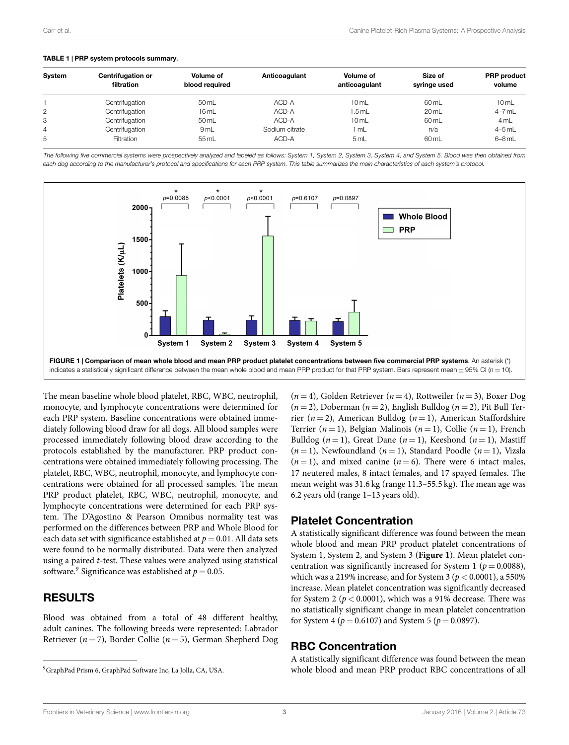**TABLE 1 | PRP system protocols summary.**

| System | Centrifugation or filtration | Volume of blood required | Anticoagulant | Volume of anticoagulant | Size of syringe used | PRP product volume |
|---|---|---|---|---|---|---|
| 1 | Centrifugation | 50 mL | ACD-A | 10 mL | 60 mL | 10 mL |
| 2 | Centrifugation | 16 mL | ACD-A | 1.5 mL | 20 mL | 4–7 mL |
| 3 | Centrifugation | 50 mL | ACD-A | 10 mL | 60 mL | 4 mL |
| 4 | Centrifugation | 9 mL | Sodium citrate | 1 mL | n/a | 4–5 mL |
| 5 | Filtration | 55 mL | ACD-A | 5 mL | 60 mL | 6–8 mL |

*The following five commercial systems were prospectively analyzed and labeled as follows: System 1, System 2, System 3, System 4, and System 5. Blood was then obtained from each dog according to the manufacturer's protocol and specifications for each PRP system. This table summarizes the main characteristics of each system's protocol.*

**FIGURE 1 | Comparison of mean whole blood and mean PRP product platelet concentrations between five commercial PRP systems.** An asterisk (*) indicates a statistically significant difference between the mean whole blood and mean PRP product for that PRP system. Bars represent mean ± 95% CI ($n = 10$).

The mean baseline whole blood platelet, RBC, WBC, neutrophil, monocyte, and lymphocyte concentrations were determined for each PRP system. Baseline concentrations were obtained immediately following blood draw for all dogs. All blood samples were processed immediately following blood draw according to the protocols established by the manufacturer. PRP product concentrations were obtained immediately following processing. The platelet, RBC, WBC, neutrophil, monocyte, and lymphocyte concentrations were obtained for all processed samples. The mean PRP product platelet, RBC, WBC, neutrophil, monocyte, and lymphocyte concentrations were determined for each PRP system. The D'Agostino & Pearson Omnibus normality test was performed on the differences between PRP and Whole Blood for each data set with significance established at $p = 0.01$. All data sets were found to be normally distributed. Data were then analyzed using a paired *t*-test. These values were analyzed using statistical software.[9] Significance was established at $p = 0.05$.

## RESULTS

Blood was obtained from a total of 48 different healthy, adult canines. The following breeds were represented: Labrador Retriever ($n = 7$), Border Collie ($n = 5$), German Shepherd Dog ($n = 4$), Golden Retriever ($n = 4$), Rottweiler ($n = 3$), Boxer Dog ($n = 2$), Doberman ($n = 2$), English Bulldog ($n = 2$), Pit Bull Terrier ($n = 2$), American Bulldog ($n = 1$), American Staffordshire Terrier ($n = 1$), Belgian Malinois ($n = 1$), Collie ($n = 1$), French Bulldog ($n = 1$), Great Dane ($n = 1$), Keeshond ($n = 1$), Mastiff ($n = 1$), Newfoundland ($n = 1$), Standard Poodle ($n = 1$), Vizsla ($n = 1$), and mixed canine ($n = 6$). There were 6 intact males, 17 neutered males, 8 intact females, and 17 spayed females. The mean weight was 31.6 kg (range 11.3–55.5 kg). The mean age was 6.2 years old (range 1–13 years old).

## Platelet Concentration

A statistically significant difference was found between the mean whole blood and mean PRP product platelet concentrations of System 1, System 2, and System 3 (**Figure 1**). Mean platelet concentration was significantly increased for System 1 ($p = 0.0088$), which was a 219% increase, and for System 3 ($p < 0.0001$), a 550% increase. Mean platelet concentration was significantly decreased for System 2 ($p < 0.0001$), which was a 91% decrease. There was no statistically significant change in mean platelet concentration for System 4 ($p = 0.6107$) and System 5 ($p = 0.0897$).

## RBC Concentration

A statistically significant difference was found between the mean whole blood and mean PRP product RBC concentrations of all

[9] GraphPad Prism 6, GraphPad Software Inc, La Jolla, CA, USA.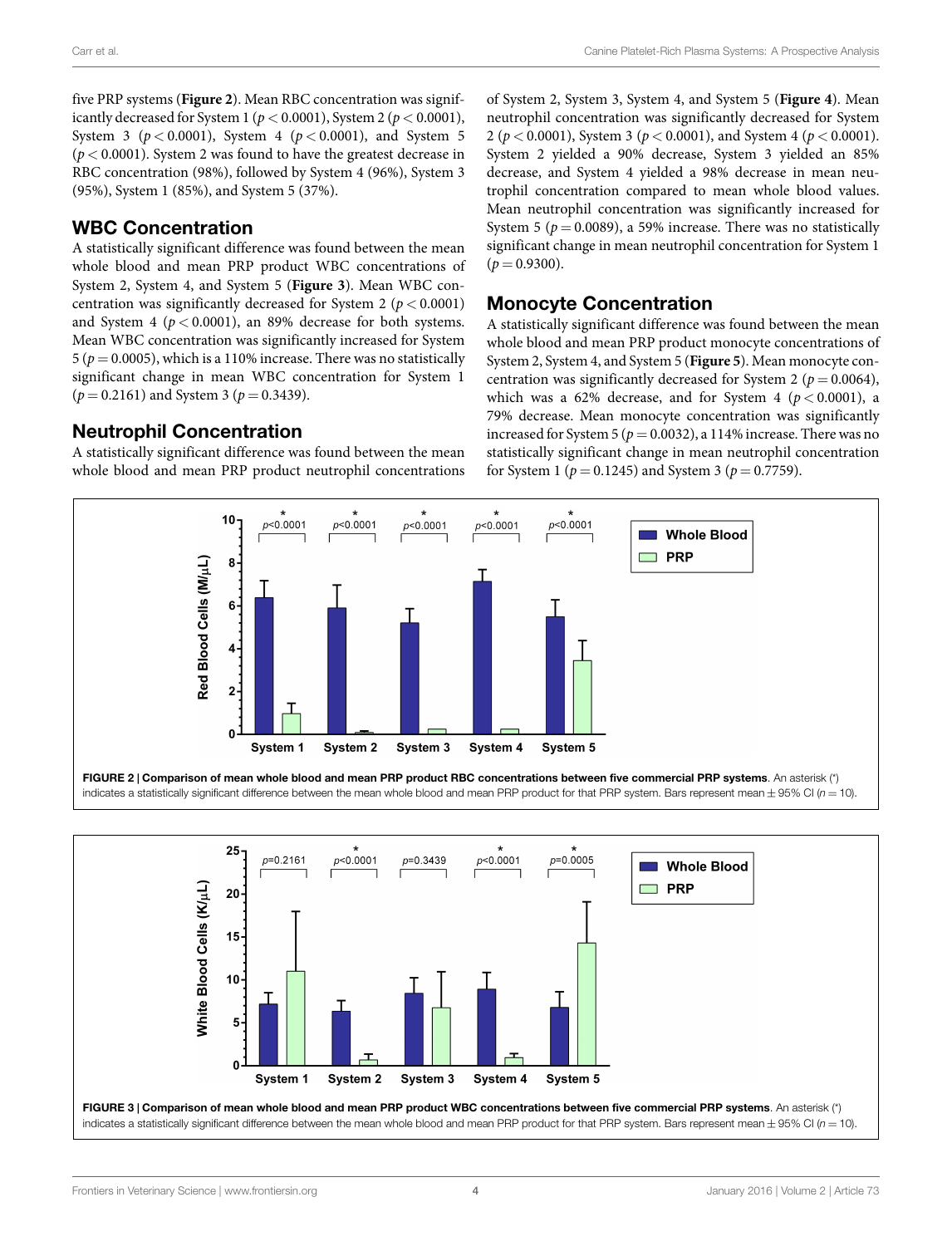five PRP systems (**Figure 2**). Mean RBC concentration was significantly decreased for System 1 ($p < 0.0001$), System 2 ($p < 0.0001$), System 3 ($p < 0.0001$), System 4 ($p < 0.0001$), and System 5 ($p < 0.0001$). System 2 was found to have the greatest decrease in RBC concentration (98%), followed by System 4 (96%), System 3 (95%), System 1 (85%), and System 5 (37%).

## WBC Concentration

A statistically significant difference was found between the mean whole blood and mean PRP product WBC concentrations of System 2, System 4, and System 5 (**Figure 3**). Mean WBC concentration was significantly decreased for System 2 ($p < 0.0001$) and System 4 ($p < 0.0001$), an 89% decrease for both systems. Mean WBC concentration was significantly increased for System 5 ($p = 0.0005$), which is a 110% increase. There was no statistically significant change in mean WBC concentration for System 1 ($p = 0.2161$) and System 3 ($p = 0.3439$).

## Neutrophil Concentration

A statistically significant difference was found between the mean whole blood and mean PRP product neutrophil concentrations of System 2, System 3, System 4, and System 5 (**Figure 4**). Mean neutrophil concentration was significantly decreased for System 2 ($p < 0.0001$), System 3 ($p < 0.0001$), and System 4 ($p < 0.0001$). System 2 yielded a 90% decrease, System 3 yielded an 85% decrease, and System 4 yielded a 98% decrease in mean neutrophil concentration compared to mean whole blood values. Mean neutrophil concentration was significantly increased for System 5 ($p = 0.0089$), a 59% increase. There was no statistically significant change in mean neutrophil concentration for System 1 ($p = 0.9300$).

## Monocyte Concentration

A statistically significant difference was found between the mean whole blood and mean PRP product monocyte concentrations of System 2, System 4, and System 5 (**Figure 5**). Mean monocyte concentration was significantly decreased for System 2 ($p = 0.0064$), which was a 62% decrease, and for System 4 ($p < 0.0001$), a 79% decrease. Mean monocyte concentration was significantly increased for System 5 ($p = 0.0032$), a 114% increase. There was no statistically significant change in mean neutrophil concentration for System 1 ($p = 0.1245$) and System 3 ($p = 0.7759$).

**FIGURE 2 | Comparison of mean whole blood and mean PRP product RBC concentrations between five commercial PRP systems**. An asterisk (*) indicates a statistically significant difference between the mean whole blood and mean PRP product for that PRP system. Bars represent mean ± 95% CI ($n = 10$).

**FIGURE 3 | Comparison of mean whole blood and mean PRP product WBC concentrations between five commercial PRP systems**. An asterisk (*) indicates a statistically significant difference between the mean whole blood and mean PRP product for that PRP system. Bars represent mean ± 95% CI ($n = 10$).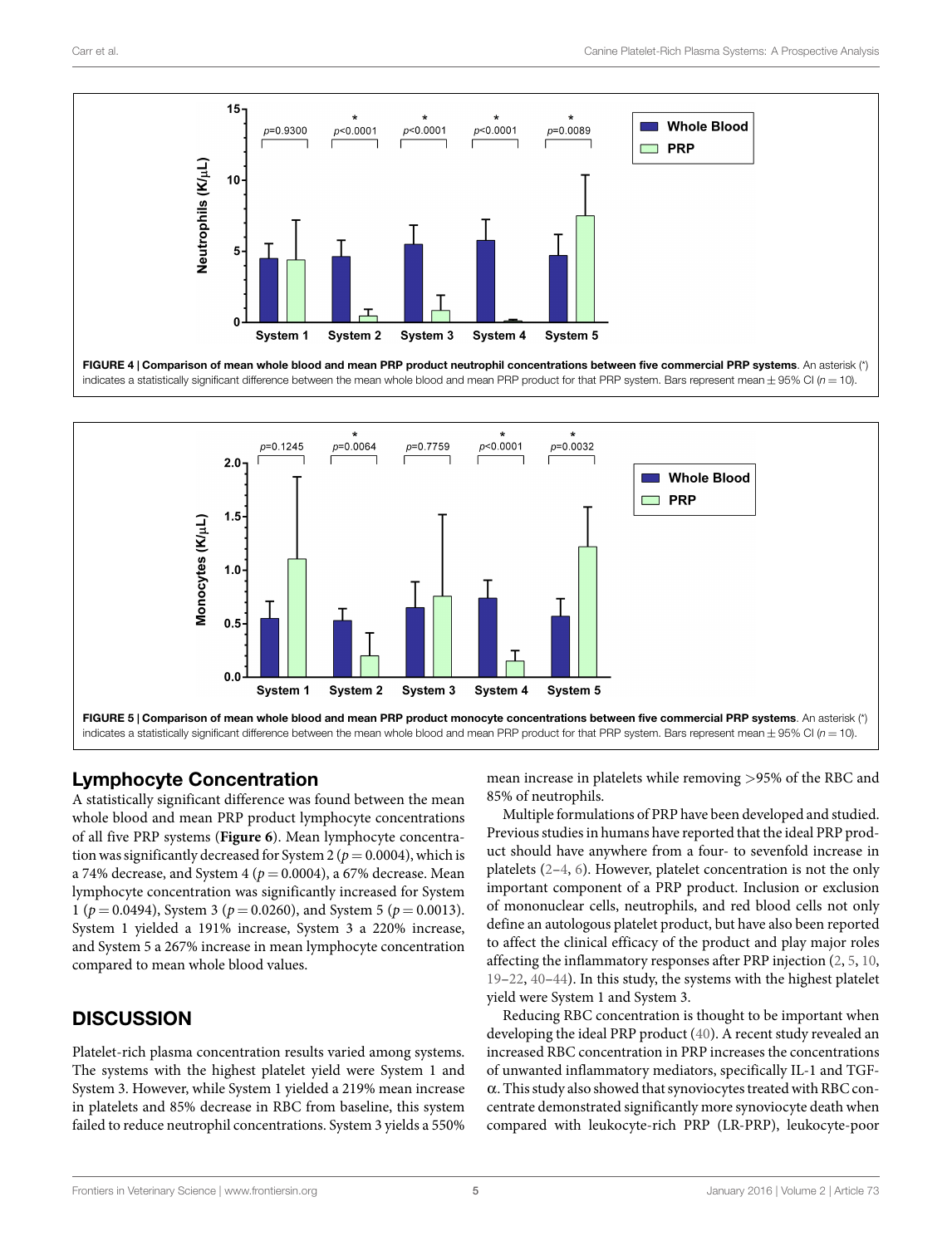FIGURE 4 | Comparison of mean whole blood and mean PRP product neutrophil concentrations between five commercial PRP systems. An asterisk (*) indicates a statistically significant difference between the mean whole blood and mean PRP product for that PRP system. Bars represent mean ± 95% CI ($n = 10$).

FIGURE 5 | Comparison of mean whole blood and mean PRP product monocyte concentrations between five commercial PRP systems. An asterisk (*) indicates a statistically significant difference between the mean whole blood and mean PRP product for that PRP system. Bars represent mean ± 95% CI ($n = 10$).

## Lymphocyte Concentration

A statistically significant difference was found between the mean whole blood and mean PRP product lymphocyte concentrations of all five PRP systems (**Figure 6**). Mean lymphocyte concentration was significantly decreased for System 2 ($p = 0.0004$), which is a 74% decrease, and System 4 ($p = 0.0004$), a 67% decrease. Mean lymphocyte concentration was significantly increased for System 1 ($p = 0.0494$), System 3 ($p = 0.0260$), and System 5 ($p = 0.0013$). System 1 yielded a 191% increase, System 3 a 220% increase, and System 5 a 267% increase in mean lymphocyte concentration compared to mean whole blood values.

# DISCUSSION

Platelet-rich plasma concentration results varied among systems. The systems with the highest platelet yield were System 1 and System 3. However, while System 1 yielded a 219% mean increase in platelets and 85% decrease in RBC from baseline, this system failed to reduce neutrophil concentrations. System 3 yields a 550% mean increase in platelets while removing >95% of the RBC and 85% of neutrophils.

Multiple formulations of PRP have been developed and studied. Previous studies in humans have reported that the ideal PRP product should have anywhere from a four- to sevenfold increase in platelets (2–4, 6). However, platelet concentration is not the only important component of a PRP product. Inclusion or exclusion of mononuclear cells, neutrophils, and red blood cells not only define an autologous platelet product, but have also been reported to affect the clinical efficacy of the product and play major roles affecting the inflammatory responses after PRP injection (2, 5, 10, 19–22, 40–44). In this study, the systems with the highest platelet yield were System 1 and System 3.

Reducing RBC concentration is thought to be important when developing the ideal PRP product (40). A recent study revealed an increased RBC concentration in PRP increases the concentrations of unwanted inflammatory mediators, specifically IL-1 and TGF-α. This study also showed that synoviocytes treated with RBC concentrate demonstrated significantly more synoviocyte death when compared with leukocyte-rich PRP (LR-PRP), leukocyte-poor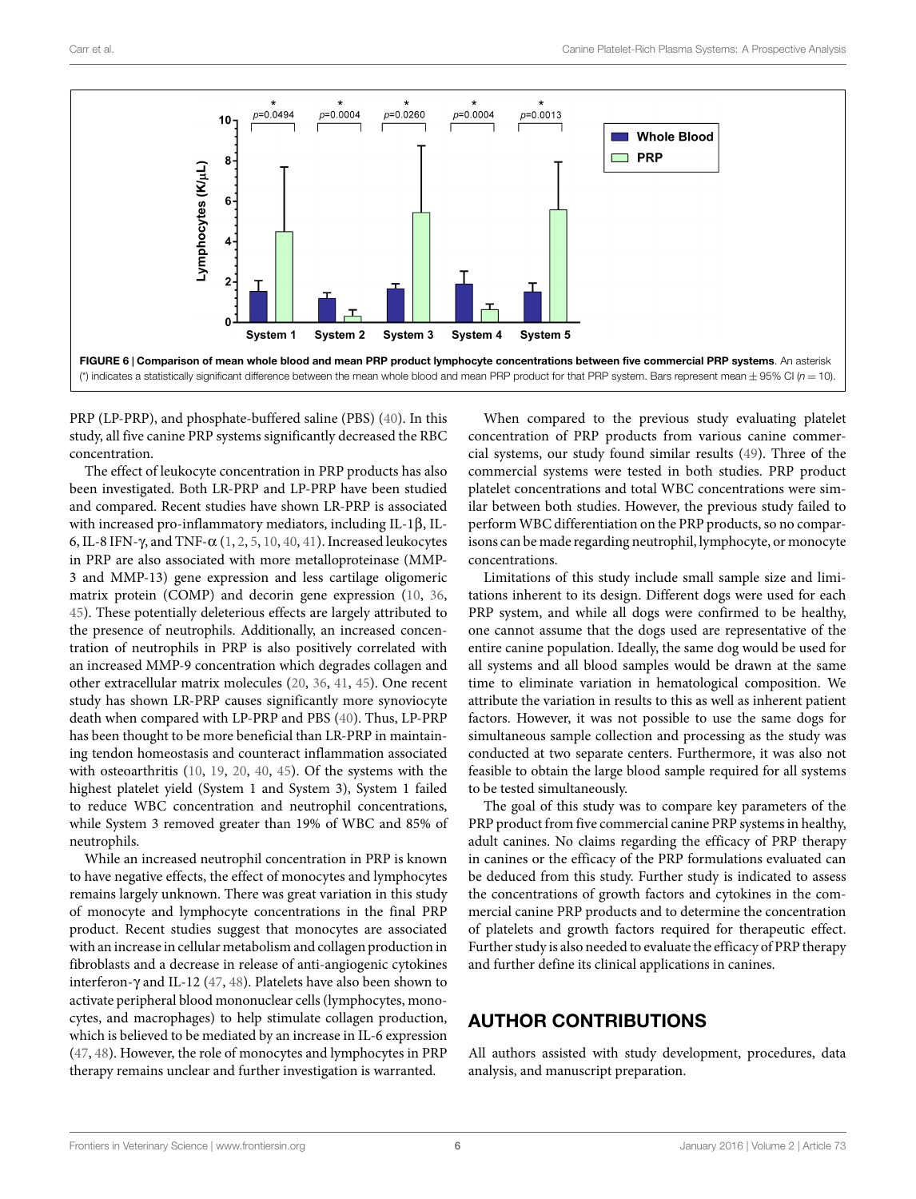FIGURE 6 | Comparison of mean whole blood and mean PRP product lymphocyte concentrations between five commercial PRP systems. An asterisk (*) indicates a statistically significant difference between the mean whole blood and mean PRP product for that PRP system. Bars represent mean ± 95% CI ($n = 10$).

PRP (LP-PRP), and phosphate-buffered saline (PBS) (40). In this study, all five canine PRP systems significantly decreased the RBC concentration.

The effect of leukocyte concentration in PRP products has also been investigated. Both LR-PRP and LP-PRP have been studied and compared. Recent studies have shown LR-PRP is associated with increased pro-inflammatory mediators, including IL-1β, IL-6, IL-8 IFN-γ, and TNF-α (1, 2, 5, 10, 40, 41). Increased leukocytes in PRP are also associated with more metalloproteinase (MMP-3 and MMP-13) gene expression and less cartilage oligomeric matrix protein (COMP) and decorin gene expression (10, 36, 45). These potentially deleterious effects are largely attributed to the presence of neutrophils. Additionally, an increased concentration of neutrophils in PRP is also positively correlated with an increased MMP-9 concentration which degrades collagen and other extracellular matrix molecules (20, 36, 41, 45). One recent study has shown LR-PRP causes significantly more synoviocyte death when compared with LP-PRP and PBS (40). Thus, LP-PRP has been thought to be more beneficial than LR-PRP in maintaining tendon homeostasis and counteract inflammation associated with osteoarthritis (10, 19, 20, 40, 45). Of the systems with the highest platelet yield (System 1 and System 3), System 1 failed to reduce WBC concentration and neutrophil concentrations, while System 3 removed greater than 19% of WBC and 85% of neutrophils.

While an increased neutrophil concentration in PRP is known to have negative effects, the effect of monocytes and lymphocytes remains largely unknown. There was great variation in this study of monocyte and lymphocyte concentrations in the final PRP product. Recent studies suggest that monocytes are associated with an increase in cellular metabolism and collagen production in fibroblasts and a decrease in release of anti-angiogenic cytokines interferon-γ and IL-12 (47, 48). Platelets have also been shown to activate peripheral blood mononuclear cells (lymphocytes, monocytes, and macrophages) to help stimulate collagen production, which is believed to be mediated by an increase in IL-6 expression (47, 48). However, the role of monocytes and lymphocytes in PRP therapy remains unclear and further investigation is warranted.

When compared to the previous study evaluating platelet concentration of PRP products from various canine commercial systems, our study found similar results (49). Three of the commercial systems were tested in both studies. PRP product platelet concentrations and total WBC concentrations were similar between both studies. However, the previous study failed to perform WBC differentiation on the PRP products, so no comparisons can be made regarding neutrophil, lymphocyte, or monocyte concentrations.

Limitations of this study include small sample size and limitations inherent to its design. Different dogs were used for each PRP system, and while all dogs were confirmed to be healthy, one cannot assume that the dogs used are representative of the entire canine population. Ideally, the same dog would be used for all systems and all blood samples would be drawn at the same time to eliminate variation in hematological composition. We attribute the variation in results to this as well as inherent patient factors. However, it was not possible to use the same dogs for simultaneous sample collection and processing as the study was conducted at two separate centers. Furthermore, it was also not feasible to obtain the large blood sample required for all systems to be tested simultaneously.

The goal of this study was to compare key parameters of the PRP product from five commercial canine PRP systems in healthy, adult canines. No claims regarding the efficacy of PRP therapy in canines or the efficacy of the PRP formulations evaluated can be deduced from this study. Further study is indicated to assess the concentrations of growth factors and cytokines in the commercial canine PRP products and to determine the concentration of platelets and growth factors required for therapeutic effect. Further study is also needed to evaluate the efficacy of PRP therapy and further define its clinical applications in canines.

## AUTHOR CONTRIBUTIONS

All authors assisted with study development, procedures, data analysis, and manuscript preparation.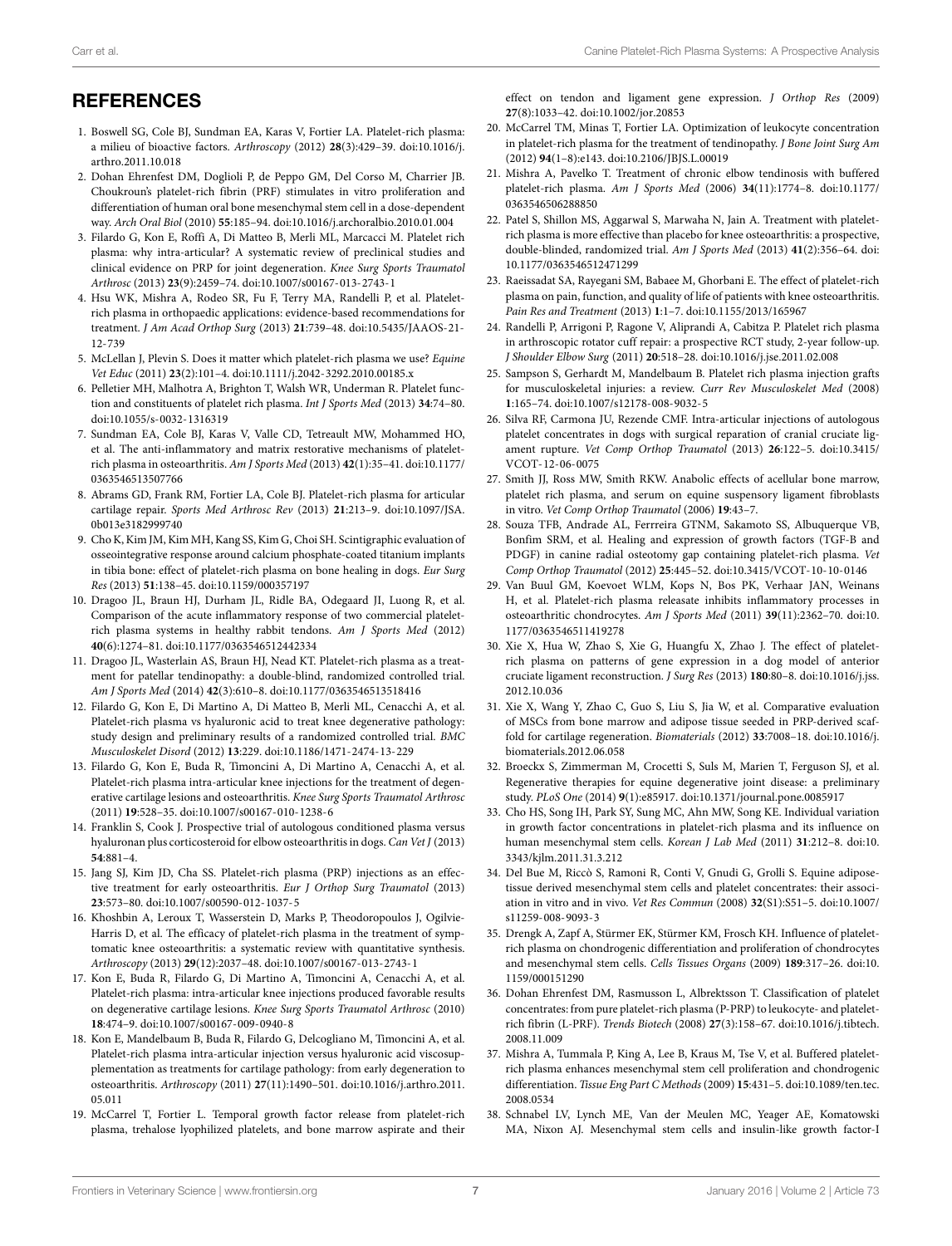## REFERENCES

1. Boswell SG, Cole BJ, Sundman EA, Karas V, Fortier LA. Platelet-rich plasma: a milieu of bioactive factors. *Arthroscopy* (2012) **28**(3):429–39. doi:10.1016/j.arthro.2011.10.018
2. Dohan Ehrenfest DM, Doglioli P, de Peppo GM, Del Corso M, Charrier JB. Choukroun's platelet-rich fibrin (PRF) stimulates in vitro proliferation and differentiation of human oral bone mesenchymal stem cell in a dose-dependent way. *Arch Oral Biol* (2010) **55**:185–94. doi:10.1016/j.archoralbio.2010.01.004
3. Filardo G, Kon E, Roffi A, Di Matteo B, Merli ML, Marcacci M. Platelet rich plasma: why intra-articular? A systematic review of preclinical studies and clinical evidence on PRP for joint degeneration. *Knee Surg Sports Traumatol Arthrosc* (2013) **23**(9):2459–74. doi:10.1007/s00167-013-2743-1
4. Hsu WK, Mishra A, Rodeo SR, Fu F, Terry MA, Randelli P, et al. Platelet-rich plasma in orthopaedic applications: evidence-based recommendations for treatment. *J Am Acad Orthop Surg* (2013) **21**:739–48. doi:10.5435/JAAOS-21-12-739
5. McLellan J, Plevin S. Does it matter which platelet-rich plasma we use? *Equine Vet Educ* (2011) **23**(2):101–4. doi:10.1111/j.2042-3292.2010.00185.x
6. Pelletier MH, Malhotra A, Brighton T, Walsh WR, Underman R. Platelet function and constituents of platelet rich plasma. *Int J Sports Med* (2013) **34**:74–80. doi:10.1055/s-0032-1316319
7. Sundman EA, Cole BJ, Karas V, Valle CD, Tetreault MW, Mohammed HO, et al. The anti-inflammatory and matrix restorative mechanisms of platelet-rich plasma in osteoarthritis. *Am J Sports Med* (2013) **42**(1):35–41. doi:10.1177/0363546513507766
8. Abrams GD, Frank RM, Fortier LA, Cole BJ. Platelet-rich plasma for articular cartilage repair. *Sports Med Arthrosc Rev* (2013) **21**:213–9. doi:10.1097/JSA.0b013e3182999740
9. Cho K, Kim JM, Kim MH, Kang SS, Kim G, Choi SH. Scintigraphic evaluation of osseointegrative response around calcium phosphate-coated titanium implants in tibia bone: effect of platelet-rich plasma on bone healing in dogs. *Eur Surg Res* (2013) **51**:138–45. doi:10.1159/000357197
10. Dragoo JL, Braun HJ, Durham JL, Ridle BA, Odegaard JI, Luong R, et al. Comparison of the acute inflammatory response of two commercial platelet-rich plasma systems in healthy rabbit tendons. *Am J Sports Med* (2012) **40**(6):1274–81. doi:10.1177/0363546512442334
11. Dragoo JL, Wasterlain AS, Braun HJ, Nead KT. Platelet-rich plasma as a treatment for patellar tendinopathy: a double-blind, randomized controlled trial. *Am J Sports Med* (2014) **42**(3):610–8. doi:10.1177/0363546513518416
12. Filardo G, Kon E, Di Martino A, Di Matteo B, Merli ML, Cenacchi A, et al. Platelet-rich plasma vs hyaluronic acid to treat knee degenerative pathology: study design and preliminary results of a randomized controlled trial. *BMC Musculoskelet Disord* (2012) **13**:229. doi:10.1186/1471-2474-13-229
13. Filardo G, Kon E, Buda R, Timoncini A, Di Martino A, Cenacchi A, et al. Platelet-rich plasma intra-articular knee injections for the treatment of degenerative cartilage lesions and osteoarthritis. *Knee Surg Sports Traumatol Arthrosc* (2011) **19**:528–35. doi:10.1007/s00167-010-1238-6
14. Franklin S, Cook J. Prospective trial of autologous conditioned plasma versus hyaluronan plus corticosteroid for elbow osteoarthritis in dogs. *Can Vet J* (2013) **54**:881–4.
15. Jang SJ, Kim JD, Cha SS. Platelet-rich plasma (PRP) injections as an effective treatment for early osteoarthritis. *Eur J Orthop Surg Traumatol* (2013) **23**:573–80. doi:10.1007/s00590-012-1037-5
16. Khoshbin A, Leroux T, Wasserstein D, Marks P, Theodoropoulos J, Ogilvie-Harris D, et al. The efficacy of platelet-rich plasma in the treatment of symptomatic knee osteoarthritis: a systematic review with quantitative synthesis. *Arthroscopy* (2013) **29**(12):2037–48. doi:10.1007/s00167-013-2743-1
17. Kon E, Buda R, Filardo G, Di Martino A, Timoncini A, Cenacchi A, et al. Platelet-rich plasma: intra-articular knee injections produced favorable results on degenerative cartilage lesions. *Knee Surg Sports Traumatol Arthrosc* (2010) **18**:474–9. doi:10.1007/s00167-009-0940-8
18. Kon E, Mandelbaum B, Buda R, Filardo G, Delcogliano M, Timoncini A, et al. Platelet-rich plasma intra-articular injection versus hyaluronic acid viscosupplementation as treatments for cartilage pathology: from early degeneration to osteoarthritis. *Arthroscopy* (2011) **27**(11):1490–501. doi:10.1016/j.arthro.2011.05.011
19. McCarrel T, Fortier L. Temporal growth factor release from platelet-rich plasma, trehalose lyophilized platelets, and bone marrow aspirate and their effect on tendon and ligament gene expression. *J Orthop Res* (2009) **27**(8):1033–42. doi:10.1002/jor.20853
20. McCarrel TM, Minas T, Fortier LA. Optimization of leukocyte concentration in platelet-rich plasma for the treatment of tendinopathy. *J Bone Joint Surg Am* (2012) **94**(1–8):e143. doi:10.2106/JBJS.L.00019
21. Mishra A, Pavelko T. Treatment of chronic elbow tendinosis with buffered platelet-rich plasma. *Am J Sports Med* (2006) **34**(11):1774–8. doi:10.1177/0363546506288850
22. Patel S, Shillon MS, Aggarwal S, Marwaha N, Jain A. Treatment with platelet-rich plasma is more effective than placebo for knee osteoarthritis: a prospective, double-blinded, randomized trial. *Am J Sports Med* (2013) **41**(2):356–64. doi:10.1177/0363546512471299
23. Raeissadat SA, Rayegani SM, Babaee M, Ghorbani E. The effect of platelet-rich plasma on pain, function, and quality of life of patients with knee osteoarthritis. *Pain Res and Treatment* (2013) **1**:1–7. doi:10.1155/2013/165967
24. Randelli P, Arrigoni P, Ragone V, Aliprandi A, Cabitza P. Platelet rich plasma in arthroscopic rotator cuff repair: a prospective RCT study, 2-year follow-up. *J Shoulder Elbow Surg* (2011) **20**:518–28. doi:10.1016/j.jse.2011.02.008
25. Sampson S, Gerhardt M, Mandelbaum B. Platelet rich plasma injection grafts for musculoskeletal injuries: a review. *Curr Rev Musculoskelet Med* (2008) **1**:165–74. doi:10.1007/s12178-008-9032-5
26. Silva RF, Carmona JU, Rezende CMF. Intra-articular injections of autologous platelet concentrates in dogs with surgical reparation of cranial cruciate ligament rupture. *Vet Comp Orthop Traumatol* (2013) **26**:122–5. doi:10.3415/VCOT-12-06-0075
27. Smith JJ, Ross MW, Smith RKW. Anabolic effects of acellular bone marrow, platelet rich plasma, and serum on equine suspensory ligament fibroblasts in vitro. *Vet Comp Orthop Traumatol* (2006) **19**:43–7.
28. Souza TFB, Andrade AL, Ferrreira GTNM, Sakamoto SS, Albuquerque VB, Bonfim SRM, et al. Healing and expression of growth factors (TGF-B and PDGF) in canine radial osteotomy gap containing platelet-rich plasma. *Vet Comp Orthop Traumatol* (2012) **25**:445–52. doi:10.3415/VCOT-10-10-0146
29. Van Buul GM, Koevoet WLM, Kops N, Bos PK, Verhaar JAN, Weinans H, et al. Platelet-rich plasma releasate inhibits inflammatory processes in osteoarthritic chondrocytes. *Am J Sports Med* (2011) **39**(11):2362–70. doi:10.1177/0363546511419278
30. Xie X, Hua W, Zhao S, Xie G, Huangfu X, Zhao J. The effect of platelet-rich plasma on patterns of gene expression in a dog model of anterior cruciate ligament reconstruction. *J Surg Res* (2013) **180**:80–8. doi:10.1016/j.jss.2012.10.036
31. Xie X, Wang Y, Zhao C, Guo S, Liu S, Jia W, et al. Comparative evaluation of MSCs from bone marrow and adipose tissue seeded in PRP-derived scaffold for cartilage regeneration. *Biomaterials* (2012) **33**:7008–18. doi:10.1016/j.biomaterials.2012.06.058
32. Broeckx S, Zimmerman M, Crocetti S, Suls M, Marien T, Ferguson SJ, et al. Regenerative therapies for equine degenerative joint disease: a preliminary study. *PLoS One* (2014) **9**(1):e85917. doi:10.1371/journal.pone.0085917
33. Cho HS, Song IH, Park SY, Sung MC, Ahn MW, Song KE. Individual variation in growth factor concentrations in platelet-rich plasma and its influence on human mesenchymal stem cells. *Korean J Lab Med* (2011) **31**:212–8. doi:10.3343/kjlm.2011.31.3.212
34. Del Bue M, Riccò S, Ramoni R, Conti V, Gnudi G, Grolli S. Equine adipose-tissue derived mesenchymal stem cells and platelet concentrates: their association in vitro and in vivo. *Vet Res Commun* (2008) **32**(S1):S51–5. doi:10.1007/s11259-008-9093-3
35. Drengk A, Zapf A, Stürmer EK, Stürmer KM, Frosch KH. Influence of platelet-rich plasma on chondrogenic differentiation and proliferation of chondrocytes and mesenchymal stem cells. *Cells Tissues Organs* (2009) **189**:317–26. doi:10.1159/000151290
36. Dohan Ehrenfest DM, Rasmusson L, Albrektsson T. Classification of platelet concentrates: from pure platelet-rich plasma (P-PRP) to leukocyte- and platelet-rich fibrin (L-PRF). *Trends Biotech* (2008) **27**(3):158–67. doi:10.1016/j.tibtech.2008.11.009
37. Mishra A, Tummala P, King A, Lee B, Kraus M, Tse V, et al. Buffered platelet-rich plasma enhances mesenchymal stem cell proliferation and chondrogenic differentiation. *Tissue Eng Part C Methods* (2009) **15**:431–5. doi:10.1089/ten.tec.2008.0534
38. Schnabel LV, Lynch ME, Van der Meulen MC, Yeager AE, Komatowski MA, Nixon AJ. Mesenchymal stem cells and insulin-like growth factor-I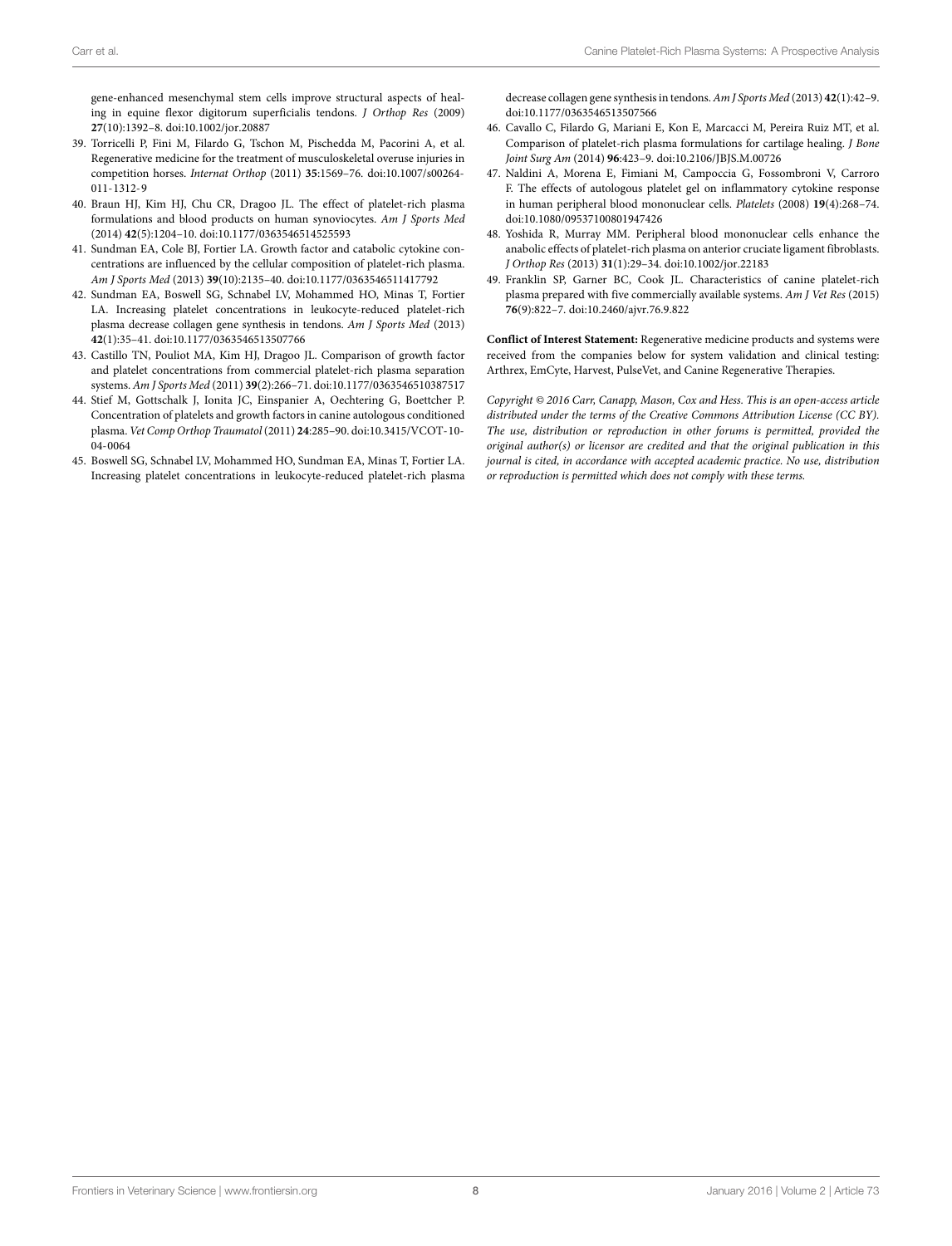gene-enhanced mesenchymal stem cells improve structural aspects of healing in equine flexor digitorum superficialis tendons. *J Orthop Res* (2009) **27**(10):1392–8. doi:10.1002/jor.20887

39. Torricelli P, Fini M, Filardo G, Tschon M, Pischedda M, Pacorini A, et al. Regenerative medicine for the treatment of musculoskeletal overuse injuries in competition horses. *Internat Orthop* (2011) **35**:1569–76. doi:10.1007/s00264-011-1312-9
40. Braun HJ, Kim HJ, Chu CR, Dragoo JL. The effect of platelet-rich plasma formulations and blood products on human synoviocytes. *Am J Sports Med* (2014) **42**(5):1204–10. doi:10.1177/0363546514525593
41. Sundman EA, Cole BJ, Fortier LA. Growth factor and catabolic cytokine concentrations are influenced by the cellular composition of platelet-rich plasma. *Am J Sports Med* (2013) **39**(10):2135–40. doi:10.1177/0363546511417792
42. Sundman EA, Boswell SG, Schnabel LV, Mohammed HO, Minas T, Fortier LA. Increasing platelet concentrations in leukocyte-reduced platelet-rich plasma decrease collagen gene synthesis in tendons. *Am J Sports Med* (2013) **42**(1):35–41. doi:10.1177/0363546513507766
43. Castillo TN, Pouliot MA, Kim HJ, Dragoo JL. Comparison of growth factor and platelet concentrations from commercial platelet-rich plasma separation systems. *Am J Sports Med* (2011) **39**(2):266–71. doi:10.1177/0363546510387517
44. Stief M, Gottschalk J, Ionita JC, Einspanier A, Oechtering G, Boettcher P. Concentration of platelets and growth factors in canine autologous conditioned plasma. *Vet Comp Orthop Traumatol* (2011) **24**:285–90. doi:10.3415/VCOT-10-04-0064
45. Boswell SG, Schnabel LV, Mohammed HO, Sundman EA, Minas T, Fortier LA. Increasing platelet concentrations in leukocyte-reduced platelet-rich plasma decrease collagen gene synthesis in tendons. *Am J Sports Med* (2013) **42**(1):42–9. doi:10.1177/0363546513507566
46. Cavallo C, Filardo G, Mariani E, Kon E, Marcacci M, Pereira Ruiz MT, et al. Comparison of platelet-rich plasma formulations for cartilage healing. *J Bone Joint Surg Am* (2014) **96**:423–9. doi:10.2106/JBJS.M.00726
47. Naldini A, Morena E, Fimiani M, Campoccia G, Fossombroni V, Carroro F. The effects of autologous platelet gel on inflammatory cytokine response in human peripheral blood mononuclear cells. *Platelets* (2008) **19**(4):268–74. doi:10.1080/09537100801947426
48. Yoshida R, Murray MM. Peripheral blood mononuclear cells enhance the anabolic effects of platelet-rich plasma on anterior cruciate ligament fibroblasts. *J Orthop Res* (2013) **31**(1):29–34. doi:10.1002/jor.22183
49. Franklin SP, Garner BC, Cook JL. Characteristics of canine platelet-rich plasma prepared with five commercially available systems. *Am J Vet Res* (2015) **76**(9):822–7. doi:10.2460/ajvr.76.9.822

**Conflict of Interest Statement:** Regenerative medicine products and systems were received from the companies below for system validation and clinical testing: Arthrex, EmCyte, Harvest, PulseVet, and Canine Regenerative Therapies.

*Copyright © 2016 Carr, Canapp, Mason, Cox and Hess. This is an open-access article distributed under the terms of the Creative Commons Attribution License (CC BY). The use, distribution or reproduction in other forums is permitted, provided the original author(s) or licensor are credited and that the original publication in this journal is cited, in accordance with accepted academic practice. No use, distribution or reproduction is permitted which does not comply with these terms.*